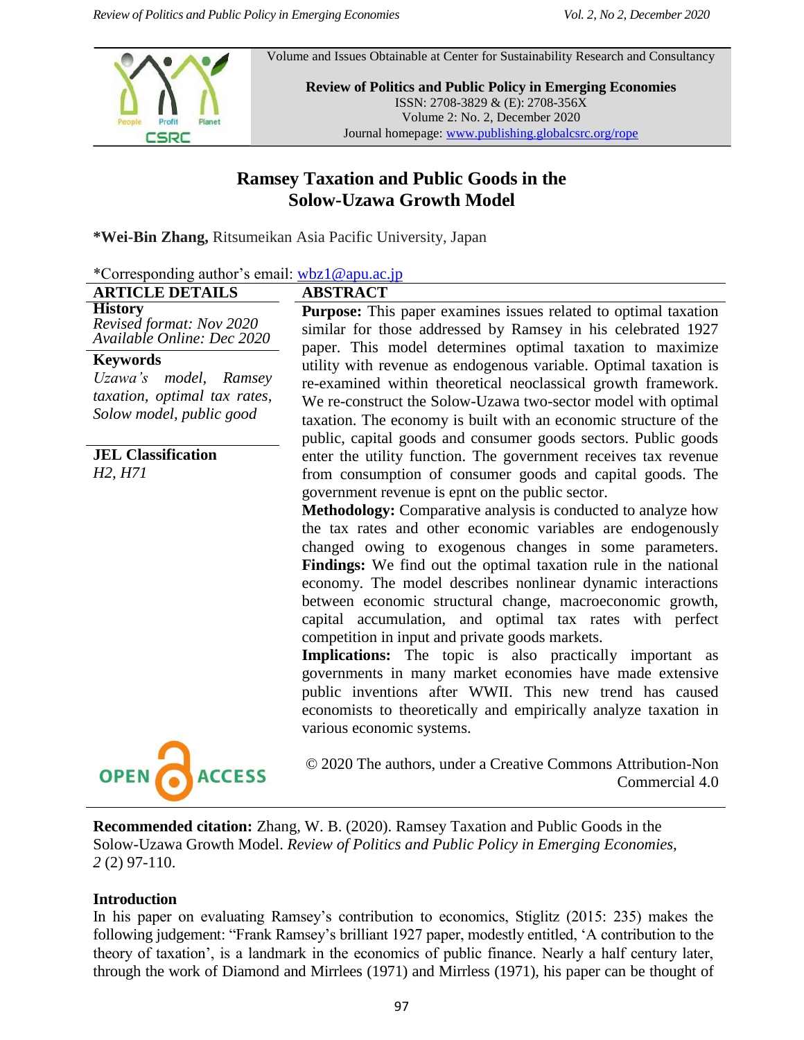Volume and Issues Obtainable at Center for Sustainability Research and Consultancy

**Review of Politics and Public Policy in Emerging Economies**
ISSN: 2708-3829 & (E): 2708-356X
Volume 2: No. 2, December 2020
Journal homepage: [www.publishing.globalcsrc.org/rope](www.publishing.globalcsrc.org/rope)

# Ramsey Taxation and Public Goods in the Solow-Uzawa Growth Model

**\*Wei-Bin Zhang,** Ritsumeikan Asia Pacific University, Japan

\*Corresponding author's email: wbz1@apu.ac.jp

**ARTICLE DETAILS**

**History**
*Revised format: Nov 2020*
*Available Online: Dec 2020*

**Keywords**
*Uzawa's model, Ramsey taxation, optimal tax rates, Solow model, public good*

**JEL Classification**
*H2, H71*

**ABSTRACT**

**Purpose:** This paper examines issues related to optimal taxation similar for those addressed by Ramsey in his celebrated 1927 paper. This model determines optimal taxation to maximize utility with revenue as endogenous variable. Optimal taxation is re-examined within theoretical neoclassical growth framework. We re-construct the Solow-Uzawa two-sector model with optimal taxation. The economy is built with an economic structure of the public, capital goods and consumer goods sectors. Public goods enter the utility function. The government receives tax revenue from consumption of consumer goods and capital goods. The government revenue is epnt on the public sector.

**Methodology:** Comparative analysis is conducted to analyze how the tax rates and other economic variables are endogenously changed owing to exogenous changes in some parameters.

**Findings:** We find out the optimal taxation rule in the national economy. The model describes nonlinear dynamic interactions between economic structural change, macroeconomic growth, capital accumulation, and optimal tax rates with perfect competition in input and private goods markets.

**Implications:** The topic is also practically important as governments in many market economies have made extensive public inventions after WWII. This new trend has caused economists to theoretically and empirically analyze taxation in various economic systems.

OPEN ACCESS

© 2020 The authors, under a Creative Commons Attribution-Non Commercial 4.0

**Recommended citation:** Zhang, W. B. (2020). Ramsey Taxation and Public Goods in the Solow-Uzawa Growth Model. *Review of Politics and Public Policy in Emerging Economies, 2* (2) 97-110.

## Introduction

In his paper on evaluating Ramsey's contribution to economics, Stiglitz (2015: 235) makes the following judgement: "Frank Ramsey's brilliant 1927 paper, modestly entitled, 'A contribution to the theory of taxation', is a landmark in the economics of public finance. Nearly a half century later, through the work of Diamond and Mirrlees (1971) and Mirrless (1971), his paper can be thought of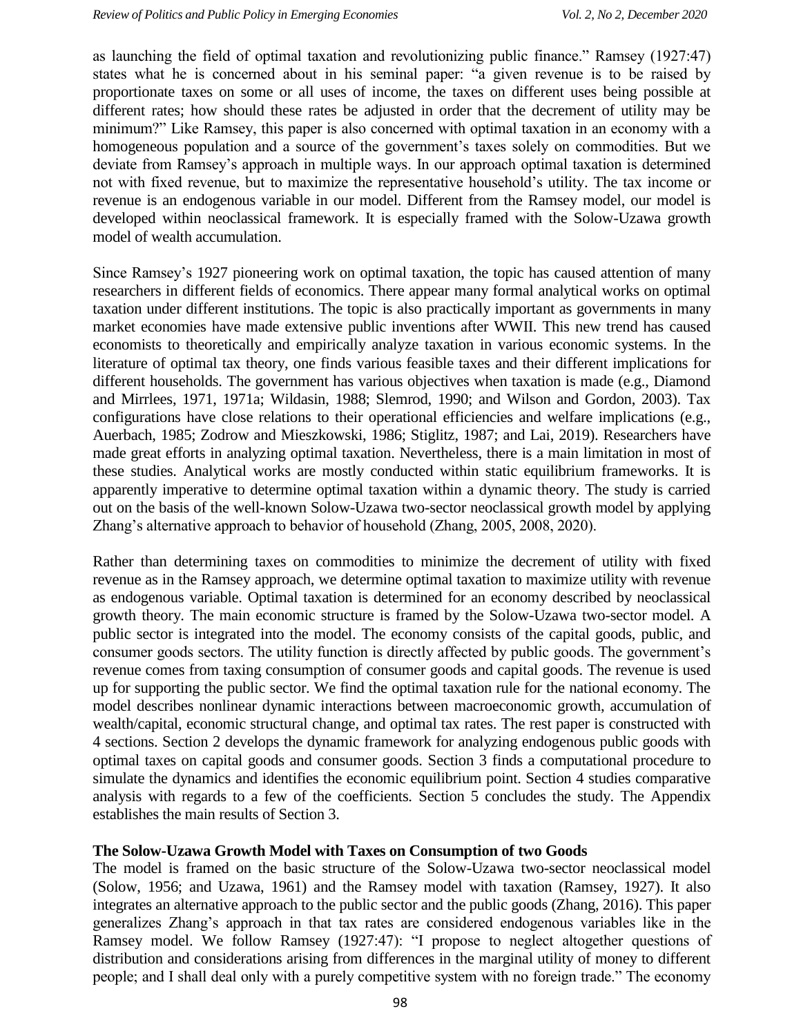as launching the field of optimal taxation and revolutionizing public finance." Ramsey (1927:47) states what he is concerned about in his seminal paper: "a given revenue is to be raised by proportionate taxes on some or all uses of income, the taxes on different uses being possible at different rates; how should these rates be adjusted in order that the decrement of utility may be minimum?" Like Ramsey, this paper is also concerned with optimal taxation in an economy with a homogeneous population and a source of the government's taxes solely on commodities. But we deviate from Ramsey's approach in multiple ways. In our approach optimal taxation is determined not with fixed revenue, but to maximize the representative household's utility. The tax income or revenue is an endogenous variable in our model. Different from the Ramsey model, our model is developed within neoclassical framework. It is especially framed with the Solow-Uzawa growth model of wealth accumulation.

Since Ramsey's 1927 pioneering work on optimal taxation, the topic has caused attention of many researchers in different fields of economics. There appear many formal analytical works on optimal taxation under different institutions. The topic is also practically important as governments in many market economies have made extensive public inventions after WWII. This new trend has caused economists to theoretically and empirically analyze taxation in various economic systems. In the literature of optimal tax theory, one finds various feasible taxes and their different implications for different households. The government has various objectives when taxation is made (e.g., Diamond and Mirrlees, 1971, 1971a; Wildasin, 1988; Slemrod, 1990; and Wilson and Gordon, 2003). Tax configurations have close relations to their operational efficiencies and welfare implications (e.g., Auerbach, 1985; Zodrow and Mieszkowski, 1986; Stiglitz, 1987; and Lai, 2019). Researchers have made great efforts in analyzing optimal taxation. Nevertheless, there is a main limitation in most of these studies. Analytical works are mostly conducted within static equilibrium frameworks. It is apparently imperative to determine optimal taxation within a dynamic theory. The study is carried out on the basis of the well-known Solow-Uzawa two-sector neoclassical growth model by applying Zhang's alternative approach to behavior of household (Zhang, 2005, 2008, 2020).

Rather than determining taxes on commodities to minimize the decrement of utility with fixed revenue as in the Ramsey approach, we determine optimal taxation to maximize utility with revenue as endogenous variable. Optimal taxation is determined for an economy described by neoclassical growth theory. The main economic structure is framed by the Solow-Uzawa two-sector model. A public sector is integrated into the model. The economy consists of the capital goods, public, and consumer goods sectors. The utility function is directly affected by public goods. The government's revenue comes from taxing consumption of consumer goods and capital goods. The revenue is used up for supporting the public sector. We find the optimal taxation rule for the national economy. The model describes nonlinear dynamic interactions between macroeconomic growth, accumulation of wealth/capital, economic structural change, and optimal tax rates. The rest paper is constructed with 4 sections. Section 2 develops the dynamic framework for analyzing endogenous public goods with optimal taxes on capital goods and consumer goods. Section 3 finds a computational procedure to simulate the dynamics and identifies the economic equilibrium point. Section 4 studies comparative analysis with regards to a few of the coefficients. Section 5 concludes the study. The Appendix establishes the main results of Section 3.

## The Solow-Uzawa Growth Model with Taxes on Consumption of two Goods

The model is framed on the basic structure of the Solow-Uzawa two-sector neoclassical model (Solow, 1956; and Uzawa, 1961) and the Ramsey model with taxation (Ramsey, 1927). It also integrates an alternative approach to the public sector and the public goods (Zhang, 2016). This paper generalizes Zhang's approach in that tax rates are considered endogenous variables like in the Ramsey model. We follow Ramsey (1927:47): "I propose to neglect altogether questions of distribution and considerations arising from differences in the marginal utility of money to different people; and I shall deal only with a purely competitive system with no foreign trade." The economy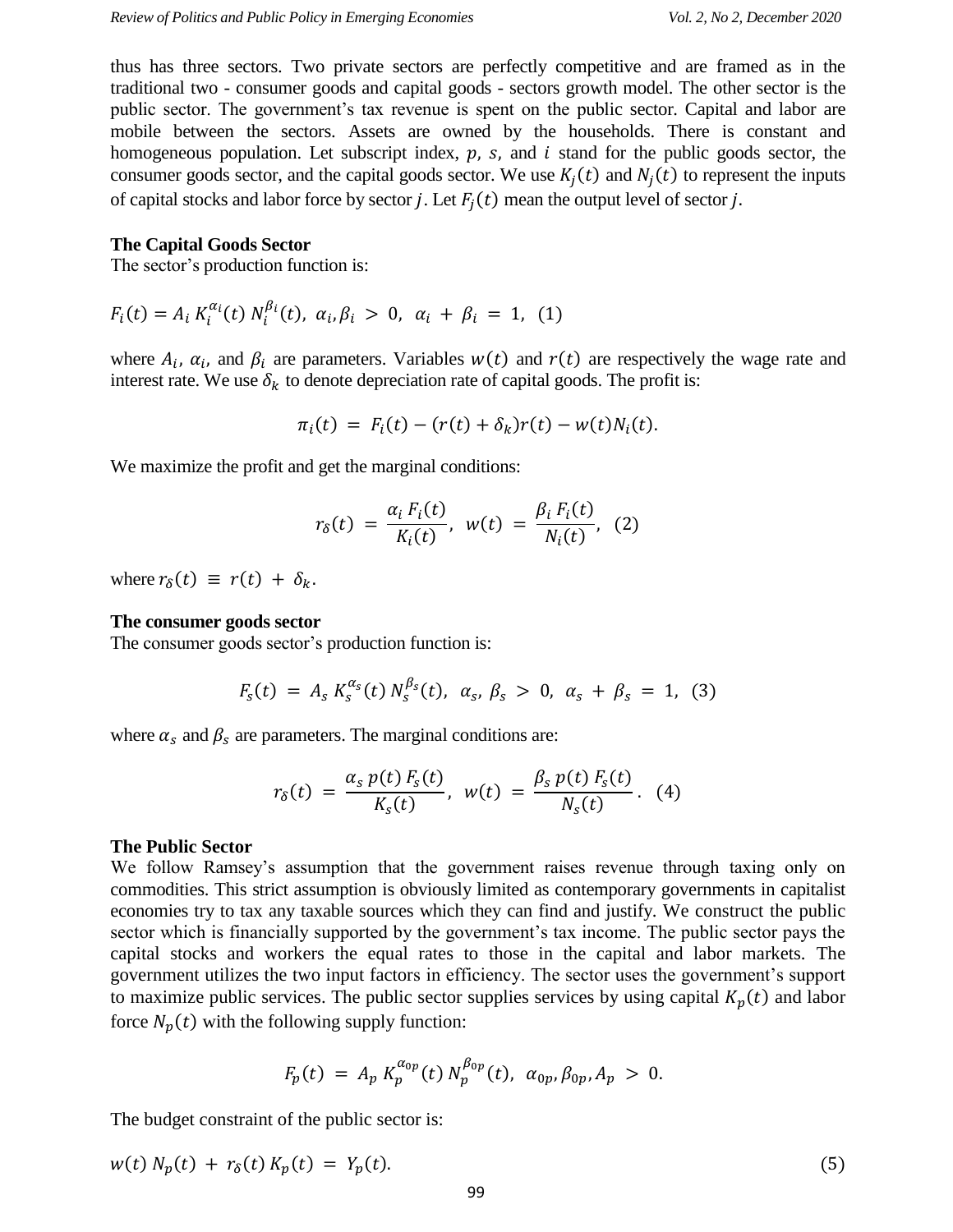thus has three sectors. Two private sectors are perfectly competitive and are framed as in the traditional two - consumer goods and capital goods - sectors growth model. The other sector is the public sector. The government's tax revenue is spent on the public sector. Capital and labor are mobile between the sectors. Assets are owned by the households. There is constant and homogeneous population. Let subscript index, $p$, $s$, and $i$ stand for the public goods sector, the consumer goods sector, and the capital goods sector. We use $K_j(t)$ and $N_j(t)$ to represent the inputs of capital stocks and labor force by sector $j$. Let $F_j(t)$ mean the output level of sector $j$.

**The Capital Goods Sector**

The sector's production function is:

$$F_i(t) = A_i\, K_i^{\alpha_i}(t)\, N_i^{\beta_i}(t),\ \alpha_i, \beta_i > 0,\ \alpha_i + \beta_i = 1, \quad (1)$$

where $A_i$, $\alpha_i$, and $\beta_i$ are parameters. Variables $w(t)$ and $r(t)$ are respectively the wage rate and interest rate. We use $\delta_k$ to denote depreciation rate of capital goods. The profit is:

$$\pi_i(t) = F_i(t) - (r(t) + \delta_k) r(t) - w(t) N_i(t).$$

We maximize the profit and get the marginal conditions:

$$r_\delta(t) = \frac{\alpha_i\, F_i(t)}{K_i(t)},\ w(t) = \frac{\beta_i\, F_i(t)}{N_i(t)}, \quad (2)$$

where $r_\delta(t) \equiv r(t) + \delta_k$.

**The consumer goods sector**

The consumer goods sector's production function is:

$$F_s(t) = A_s\, K_s^{\alpha_s}(t)\, N_s^{\beta_s}(t),\ \alpha_s,\ \beta_s > 0,\ \alpha_s + \beta_s = 1, \quad (3)$$

where $\alpha_s$ and $\beta_s$ are parameters. The marginal conditions are:

$$r_\delta(t) = \frac{\alpha_s\, p(t)\, F_s(t)}{K_s(t)},\ w(t) = \frac{\beta_s\, p(t)\, F_s(t)}{N_s(t)}. \quad (4)$$

**The Public Sector**

We follow Ramsey's assumption that the government raises revenue through taxing only on commodities. This strict assumption is obviously limited as contemporary governments in capitalist economies try to tax any taxable sources which they can find and justify. We construct the public sector which is financially supported by the government's tax income. The public sector pays the capital stocks and workers the equal rates to those in the capital and labor markets. The government utilizes the two input factors in efficiency. The sector uses the government's support to maximize public services. The public sector supplies services by using capital $K_p(t)$ and labor force $N_p(t)$ with the following supply function:

$$F_p(t) = A_p\, K_p^{\alpha_{0p}}(t)\, N_p^{\beta_{0p}}(t),\ \alpha_{0p}, \beta_{0p}, A_p > 0.$$

The budget constraint of the public sector is:

$$w(t)\, N_p(t) + r_\delta(t)\, K_p(t) = Y_p(t). \quad (5)$$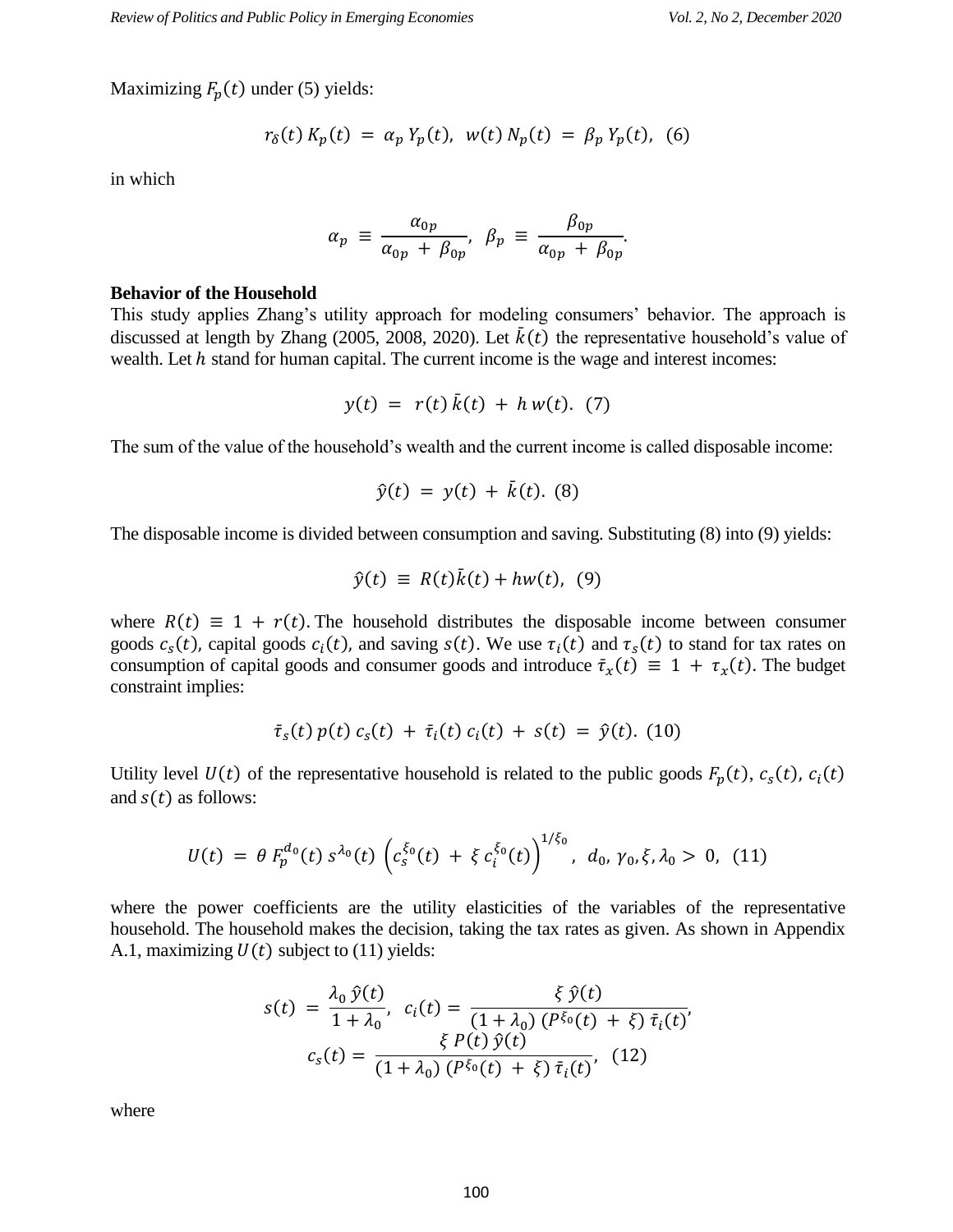Maximizing $F_p(t)$ under (5) yields:

$$r_\delta(t)\, K_p(t) \;=\; \alpha_p\, Y_p(t),\;\; w(t)\, N_p(t) \;=\; \beta_p\, Y_p(t),\;\; (6)$$

in which

$$\alpha_p \;\equiv\; \frac{\alpha_{0p}}{\alpha_{0p} \;+\; \beta_{0p}},\;\; \beta_p \;\equiv\; \frac{\beta_{0p}}{\alpha_{0p} \;+\; \beta_{0p}}.$$

**Behavior of the Household**

This study applies Zhang's utility approach for modeling consumers' behavior. The approach is discussed at length by Zhang (2005, 2008, 2020). Let $\bar{k}(t)$ the representative household's value of wealth. Let $h$ stand for human capital. The current income is the wage and interest incomes:

$$y(t) \;=\; r(t)\, \bar{k}(t) \;+\; h\, w(t).\;\; (7)$$

The sum of the value of the household's wealth and the current income is called disposable income:

$$\hat{y}(t) \;=\; y(t) \;+\; \bar{k}(t).\;\; (8)$$

The disposable income is divided between consumption and saving. Substituting (8) into (9) yields:

$$\hat{y}(t) \;\equiv\; R(t)\bar{k}(t) + hw(t),\;\; (9)$$

where $R(t) \;\equiv\; 1 \;+\; r(t)$. The household distributes the disposable income between consumer goods $c_s(t)$, capital goods $c_i(t)$, and saving $s(t)$. We use $\tau_i(t)$ and $\tau_s(t)$ to stand for tax rates on consumption of capital goods and consumer goods and introduce $\bar{\tau}_x(t) \;\equiv\; 1 \;+\; \tau_x(t)$. The budget constraint implies:

$$\bar{\tau}_s(t)\, p(t)\, c_s(t) \;+\; \bar{\tau}_i(t)\, c_i(t) \;+\; s(t) \;=\; \hat{y}(t).\;\; (10)$$

Utility level $U(t)$ of the representative household is related to the public goods $F_p(t)$, $c_s(t)$, $c_i(t)$ and $s(t)$ as follows:

$$U(t) \;=\; \theta\, F_p^{d_0}(t)\, s^{\lambda_0}(t)\, \left(c_s^{\xi_0}(t) \;+\; \xi\, c_i^{\xi_0}(t)\right)^{1/\xi_0},\;\; d_0, \gamma_0, \xi, \lambda_0 \;>\; 0,\;\; (11)$$

where the power coefficients are the utility elasticities of the variables of the representative household. The household makes the decision, taking the tax rates as given. As shown in Appendix A.1, maximizing $U(t)$ subject to (11) yields:

$$s(t) \;=\; \frac{\lambda_0\, \hat{y}(t)}{1 + \lambda_0},\;\; c_i(t) = \frac{\xi\, \hat{y}(t)}{(1+\lambda_0)\, (P^{\xi_0}(t) \;+\; \xi)\, \bar{\tau}_i(t)},$$

$$c_s(t) = \frac{\xi\, P(t)\, \hat{y}(t)}{(1+\lambda_0)\, (P^{\xi_0}(t) \;+\; \xi)\, \bar{\tau}_i(t)},\;\; (12)$$

where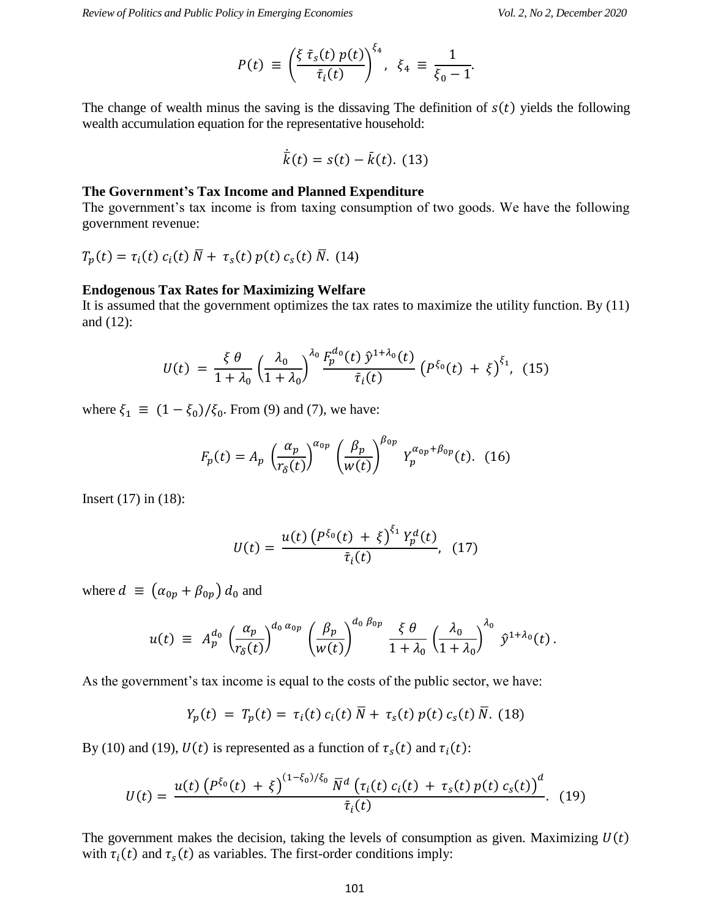$$P(t) \equiv \left(\frac{\xi\,\bar{\tau}_s(t)\,p(t)}{\bar{\tau}_i(t)}\right)^{\xi_4}, \quad \xi_4 \equiv \frac{1}{\xi_0 - 1}.$$

The change of wealth minus the saving is the dissaving The definition of $s(t)$ yields the following wealth accumulation equation for the representative household:

$$\dot{\bar{k}}(t) = s(t) - \bar{k}(t). \; (13)$$

**The Government's Tax Income and Planned Expenditure**

The government's tax income is from taxing consumption of two goods. We have the following government revenue:

$$T_p(t) = \tau_i(t)\,c_i(t)\,\bar{N} + \tau_s(t)\,p(t)\,c_s(t)\,\bar{N}. \; (14)$$

**Endogenous Tax Rates for Maximizing Welfare**

It is assumed that the government optimizes the tax rates to maximize the utility function. By (11) and (12):

$$U(t) = \frac{\xi\,\theta}{1+\lambda_0}\left(\frac{\lambda_0}{1+\lambda_0}\right)^{\lambda_0} \frac{F_p^{d_0}(t)\,\hat{y}^{1+\lambda_0}(t)}{\bar{\tau}_i(t)}\left(P^{\xi_0}(t) + \xi\right)^{\xi_1}, \; (15)$$

where $\xi_1 \equiv (1-\xi_0)/\xi_0$. From (9) and (7), we have:

$$F_p(t) = A_p\left(\frac{\alpha_p}{r_\delta(t)}\right)^{\alpha_{0p}}\left(\frac{\beta_p}{w(t)}\right)^{\beta_{0p}} Y_p^{\alpha_{0p}+\beta_{0p}}(t). \; (16)$$

Insert (17) in (18):

$$U(t) = \frac{u(t)\left(P^{\xi_0}(t) + \xi\right)^{\xi_1} Y_p^d(t)}{\bar{\tau}_i(t)}, \; (17)$$

where $d \equiv (\alpha_{0p} + \beta_{0p})\,d_0$ and

$$u(t) \equiv A_p^{d_0}\left(\frac{\alpha_p}{r_\delta(t)}\right)^{d_0\,\alpha_{0p}}\left(\frac{\beta_p}{w(t)}\right)^{d_0\,\beta_{0p}} \frac{\xi\,\theta}{1+\lambda_0}\left(\frac{\lambda_0}{1+\lambda_0}\right)^{\lambda_0}\hat{y}^{1+\lambda_0}(t).$$

As the government's tax income is equal to the costs of the public sector, we have:

$$Y_p(t) = T_p(t) = \tau_i(t)\,c_i(t)\,\bar{N} + \tau_s(t)\,p(t)\,c_s(t)\,\bar{N}. \; (18)$$

By (10) and (19), $U(t)$ is represented as a function of $\tau_s(t)$ and $\tau_i(t)$:

$$U(t) = \frac{u(t)\left(P^{\xi_0}(t) + \xi\right)^{(1-\xi_0)/\xi_0}\bar{N}^d\left(\tau_i(t)\,c_i(t) + \tau_s(t)\,p(t)\,c_s(t)\right)^d}{\bar{\tau}_i(t)}. \; (19)$$

The government makes the decision, taking the levels of consumption as given. Maximizing $U(t)$ with $\tau_i(t)$ and $\tau_s(t)$ as variables. The first-order conditions imply: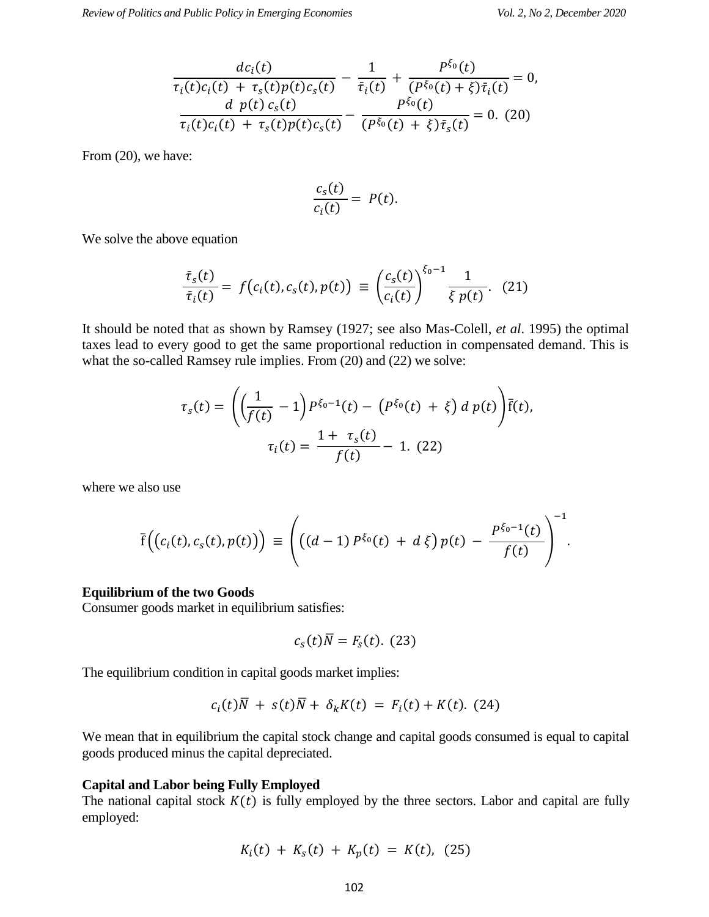$$\frac{dc_i(t)}{\tau_i(t)c_i(t) + \tau_s(t)p(t)c_s(t)} - \frac{1}{\bar{\tau}_i(t)} + \frac{P^{\xi_0}(t)}{(P^{\xi_0}(t) + \xi)\bar{\tau}_i(t)} = 0,$$

$$\frac{d\ p(t)\,c_s(t)}{\tau_i(t)c_i(t) + \tau_s(t)p(t)c_s(t)} - \frac{P^{\xi_0}(t)}{(P^{\xi_0}(t) + \xi)\bar{\tau}_s(t)} = 0. \quad (20)$$

From (20), we have:

$$\frac{c_s(t)}{c_i(t)} = P(t).$$

We solve the above equation

$$\frac{\bar{\tau}_s(t)}{\bar{\tau}_i(t)} = f\big(c_i(t), c_s(t), p(t)\big) \equiv \left(\frac{c_s(t)}{c_i(t)}\right)^{\xi_0 - 1} \frac{1}{\xi\, p(t)}. \quad (21)$$

It should be noted that as shown by Ramsey (1927; see also Mas-Colell, *et al*. 1995) the optimal taxes lead to every good to get the same proportional reduction in compensated demand. This is what the so-called Ramsey rule implies. From (20) and (22) we solve:

$$\tau_s(t) = \left(\left(\frac{1}{f(t)} - 1\right)P^{\xi_0 - 1}(t) - \big(P^{\xi_0}(t) + \xi\big)\, d\, p(t)\right)\bar{\mathrm{f}}(t),$$

$$\tau_i(t) = \frac{1 + \tau_s(t)}{f(t)} - 1. \quad (22)$$

where we also use

$$\bar{\mathrm{f}}\Big(\big(c_i(t), c_s(t), p(t)\big)\Big) \equiv \left(\big((d-1)\,P^{\xi_0}(t) + d\,\xi\big)\,p(t) - \frac{P^{\xi_0 - 1}(t)}{f(t)}\right)^{-1}.$$

**Equilibrium of the two Goods**

Consumer goods market in equilibrium satisfies:

$$c_s(t)\bar{N} = F_s(t). \quad (23)$$

The equilibrium condition in capital goods market implies:

$$c_i(t)\bar{N} + s(t)\bar{N} + \delta_k K(t) = F_i(t) + K(t). \quad (24)$$

We mean that in equilibrium the capital stock change and capital goods consumed is equal to capital goods produced minus the capital depreciated.

**Capital and Labor being Fully Employed**

The national capital stock $K(t)$ is fully employed by the three sectors. Labor and capital are fully employed:

$$K_i(t) + K_s(t) + K_p(t) = K(t), \quad (25)$$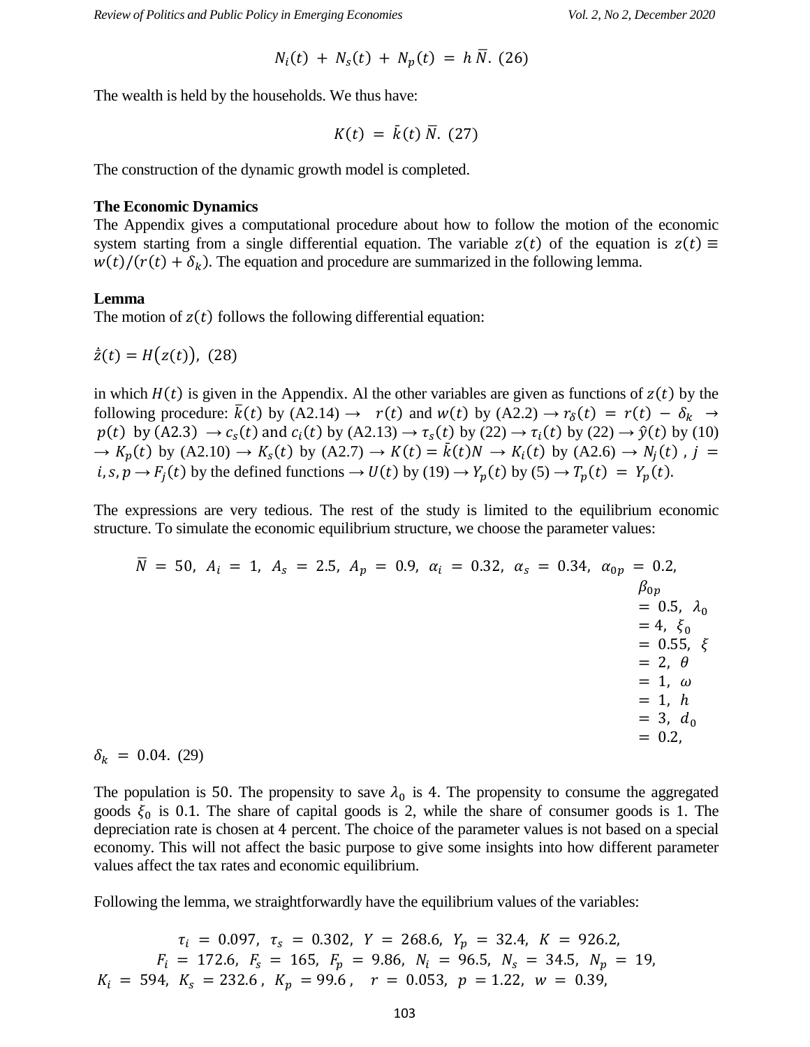$$N_i(t) + N_s(t) + N_p(t) = h\,\bar{N}. \ (26)$$

The wealth is held by the households. We thus have:

$$K(t) = \bar{k}(t)\,\bar{N}. \ (27)$$

The construction of the dynamic growth model is completed.

**The Economic Dynamics**

The Appendix gives a computational procedure about how to follow the motion of the economic system starting from a single differential equation. The variable $z(t)$ of the equation is $z(t) \equiv w(t)/(r(t) + \delta_k)$. The equation and procedure are summarized in the following lemma.

**Lemma**

The motion of $z(t)$ follows the following differential equation:

$$\dot{z}(t) = H(z(t)), \ (28)$$

in which $H(t)$ is given in the Appendix. Al the other variables are given as functions of $z(t)$ by the following procedure: $\bar{k}(t)$ by (A2.14) $\rightarrow$ $r(t)$ and $w(t)$ by (A2.2) $\rightarrow r_\delta(t) = r(t) - \delta_k \rightarrow p(t)$ by (A2.3) $\rightarrow c_s(t)$ and $c_i(t)$ by (A2.13) $\rightarrow \tau_s(t)$ by (22) $\rightarrow \tau_i(t)$ by (22) $\rightarrow \hat{y}(t)$ by (10) $\rightarrow K_p(t)$ by (A2.10) $\rightarrow K_s(t)$ by (A2.7) $\rightarrow K(t) = \bar{k}(t)N \rightarrow K_i(t)$ by (A2.6) $\rightarrow N_j(t)$, $j = i, s, p \rightarrow F_j(t)$ by the defined functions $\rightarrow U(t)$ by (19) $\rightarrow Y_p(t)$ by (5) $\rightarrow T_p(t) = Y_p(t)$.

The expressions are very tedious. The rest of the study is limited to the equilibrium economic structure. To simulate the economic equilibrium structure, we choose the parameter values:

$$\bar{N} = 50,\ A_i = 1,\ A_s = 2.5,\ A_p = 0.9,\ \alpha_i = 0.32,\ \alpha_s = 0.34,\ \alpha_{0p} = 0.2,\ \beta_{0p} = 0.5,\ \lambda_0 = 4,\ \xi_0 = 0.55,\ \xi = 2,\ \theta = 1,\ \omega = 1,\ h = 3,\ d_0 = 0.2,\ \delta_k = 0.04. \ (29)$$

The population is 50. The propensity to save $\lambda_0$ is 4. The propensity to consume the aggregated goods $\xi_0$ is 0.1. The share of capital goods is 2, while the share of consumer goods is 1. The depreciation rate is chosen at 4 percent. The choice of the parameter values is not based on a special economy. This will not affect the basic purpose to give some insights into how different parameter values affect the tax rates and economic equilibrium.

Following the lemma, we straightforwardly have the equilibrium values of the variables:

$$\tau_i = 0.097,\ \tau_s = 0.302,\ Y = 268.6,\ Y_p = 32.4,\ K = 926.2,$$
$$F_i = 172.6,\ F_s = 165,\ F_p = 9.86,\ N_i = 96.5,\ N_s = 34.5,\ N_p = 19,$$
$$K_i = 594,\ K_s = 232.6,\ K_p = 99.6,\ r = 0.053,\ p = 1.22,\ w = 0.39,$$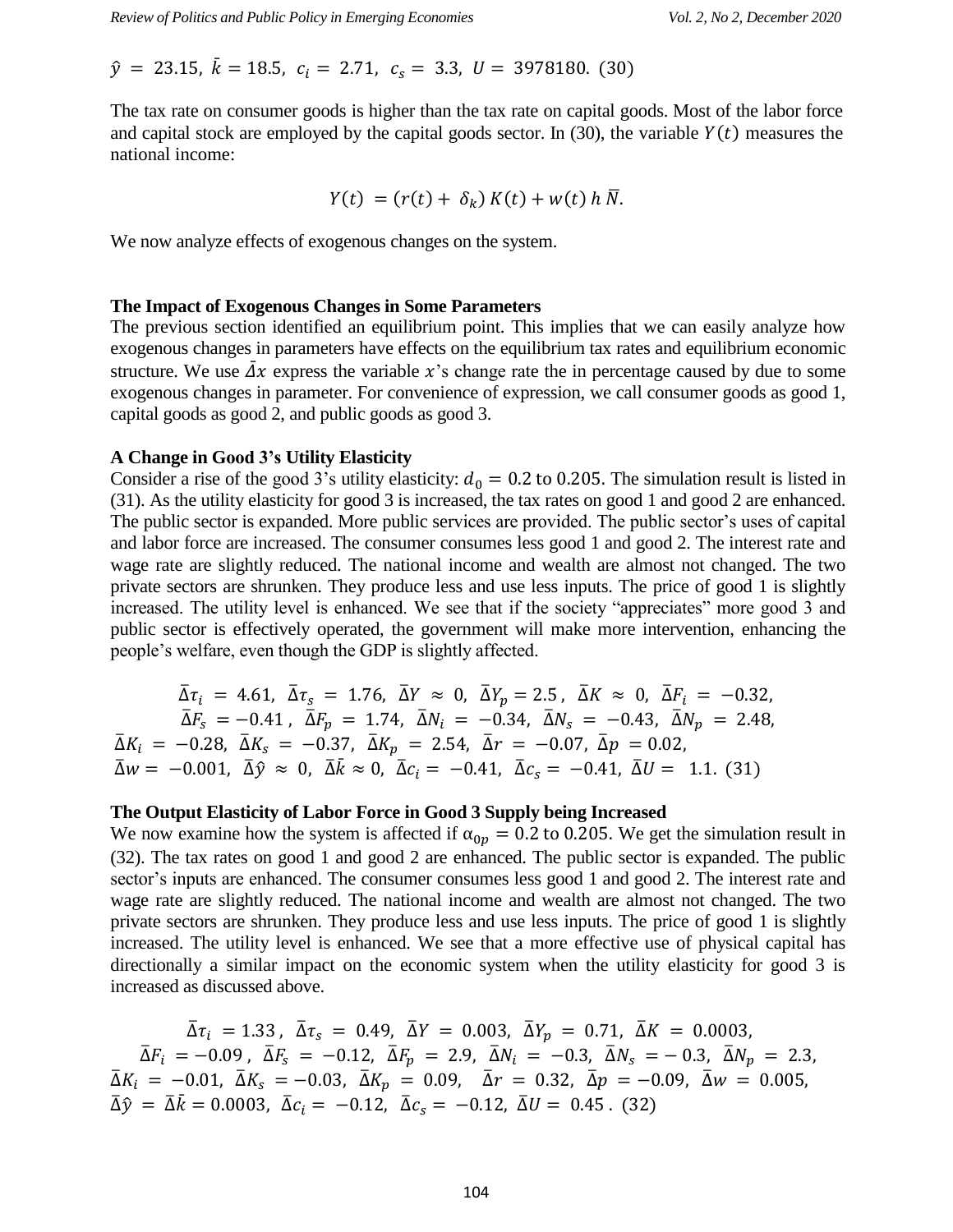$$\hat{y} = 23.15,\ \bar{k} = 18.5,\ c_i = 2.71,\ c_s = 3.3,\ U = 3978180.\ (30)$$

The tax rate on consumer goods is higher than the tax rate on capital goods. Most of the labor force and capital stock are employed by the capital goods sector. In (30), the variable $Y(t)$ measures the national income:

$$Y(t) = (r(t) + \delta_k)\, K(t) + w(t)\, h\, \bar{N}.$$

We now analyze effects of exogenous changes on the system.

## The Impact of Exogenous Changes in Some Parameters

The previous section identified an equilibrium point. This implies that we can easily analyze how exogenous changes in parameters have effects on the equilibrium tax rates and equilibrium economic structure. We use $\bar{\Delta}x$ express the variable $x$'s change rate the in percentage caused by due to some exogenous changes in parameter. For convenience of expression, we call consumer goods as good 1, capital goods as good 2, and public goods as good 3.

### A Change in Good 3's Utility Elasticity

Consider a rise of the good 3's utility elasticity: $d_0 = 0.2$ to $0.205$. The simulation result is listed in (31). As the utility elasticity for good 3 is increased, the tax rates on good 1 and good 2 are enhanced. The public sector is expanded. More public services are provided. The public sector's uses of capital and labor force are increased. The consumer consumes less good 1 and good 2. The interest rate and wage rate are slightly reduced. The national income and wealth are almost not changed. The two private sectors are shrunken. They produce less and use less inputs. The price of good 1 is slightly increased. The utility level is enhanced. We see that if the society "appreciates" more good 3 and public sector is effectively operated, the government will make more intervention, enhancing the people's welfare, even though the GDP is slightly affected.

$$\bar{\Delta}\tau_i = 4.61,\ \bar{\Delta}\tau_s = 1.76,\ \bar{\Delta}Y \approx 0,\ \bar{\Delta}Y_p = 2.5,\ \bar{\Delta}K \approx 0,\ \bar{\Delta}F_i = -0.32,$$
$$\bar{\Delta}F_s = -0.41,\ \bar{\Delta}F_p = 1.74,\ \bar{\Delta}N_i = -0.34,\ \bar{\Delta}N_s = -0.43,\ \bar{\Delta}N_p = 2.48,$$
$$\bar{\Delta}K_i = -0.28,\ \bar{\Delta}K_s = -0.37,\ \bar{\Delta}K_p = 2.54,\ \bar{\Delta}r = -0.07,\ \bar{\Delta}p = 0.02,$$
$$\bar{\Delta}w = -0.001,\ \bar{\Delta}\hat{y} \approx 0,\ \bar{\Delta}\bar{k} \approx 0,\ \bar{\Delta}c_i = -0.41,\ \bar{\Delta}c_s = -0.41,\ \bar{\Delta}U = 1.1.\ (31)$$

### The Output Elasticity of Labor Force in Good 3 Supply being Increased

We now examine how the system is affected if $\alpha_{0p} = 0.2$ to $0.205$. We get the simulation result in (32). The tax rates on good 1 and good 2 are enhanced. The public sector is expanded. The public sector's inputs are enhanced. The consumer consumes less good 1 and good 2. The interest rate and wage rate are slightly reduced. The national income and wealth are almost not changed. The two private sectors are shrunken. They produce less and use less inputs. The price of good 1 is slightly increased. The utility level is enhanced. We see that a more effective use of physical capital has directionally a similar impact on the economic system when the utility elasticity for good 3 is increased as discussed above.

$$\bar{\Delta}\tau_i = 1.33,\ \bar{\Delta}\tau_s = 0.49,\ \bar{\Delta}Y = 0.003,\ \bar{\Delta}Y_p = 0.71,\ \bar{\Delta}K = 0.0003,$$
$$\bar{\Delta}F_i = -0.09,\ \bar{\Delta}F_s = -0.12,\ \bar{\Delta}F_p = 2.9,\ \bar{\Delta}N_i = -0.3,\ \bar{\Delta}N_s = -0.3,\ \bar{\Delta}N_p = 2.3,$$
$$\bar{\Delta}K_i = -0.01,\ \bar{\Delta}K_s = -0.03,\ \bar{\Delta}K_p = 0.09,\ \bar{\Delta}r = 0.32,\ \bar{\Delta}p = -0.09,\ \bar{\Delta}w = 0.005,$$
$$\bar{\Delta}\hat{y} = \bar{\Delta}\bar{k} = 0.0003,\ \bar{\Delta}c_i = -0.12,\ \bar{\Delta}c_s = -0.12,\ \bar{\Delta}U = 0.45.\ (32)$$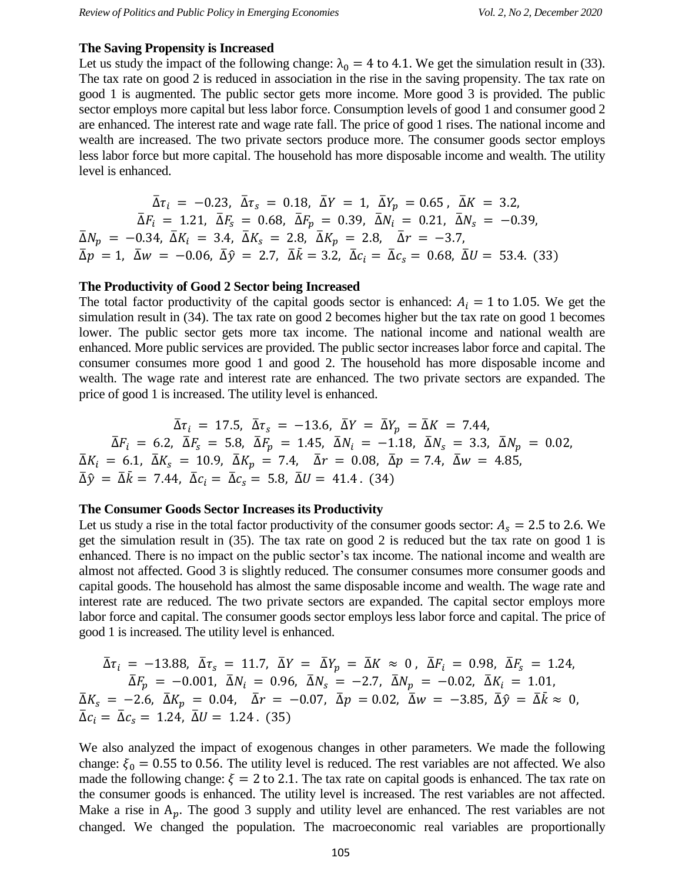**The Saving Propensity is Increased**

Let us study the impact of the following change: $\lambda_0 = 4$ to 4.1. We get the simulation result in (33). The tax rate on good 2 is reduced in association in the rise in the saving propensity. The tax rate on good 1 is augmented. The public sector gets more income. More good 3 is provided. The public sector employs more capital but less labor force. Consumption levels of good 1 and consumer good 2 are enhanced. The interest rate and wage rate fall. The price of good 1 rises. The national income and wealth are increased. The two private sectors produce more. The consumer goods sector employs less labor force but more capital. The household has more disposable income and wealth. The utility level is enhanced.

$$\bar{\Delta}\tau_i = -0.23,\ \bar{\Delta}\tau_s = 0.18,\ \bar{\Delta}Y = 1,\ \bar{\Delta}Y_p = 0.65,\ \bar{\Delta}K = 3.2,$$
$$\bar{\Delta}F_i = 1.21,\ \bar{\Delta}F_s = 0.68,\ \bar{\Delta}F_p = 0.39,\ \bar{\Delta}N_i = 0.21,\ \bar{\Delta}N_s = -0.39,$$
$$\bar{\Delta}N_p = -0.34,\ \bar{\Delta}K_i = 3.4,\ \bar{\Delta}K_s = 2.8,\ \bar{\Delta}K_p = 2.8,\ \bar{\Delta}r = -3.7,$$
$$\bar{\Delta}p = 1,\ \bar{\Delta}w = -0.06,\ \bar{\Delta}\hat{y} = 2.7,\ \bar{\Delta}\bar{k} = 3.2,\ \bar{\Delta}c_i = \bar{\Delta}c_s = 0.68,\ \bar{\Delta}U = 53.4. \quad (33)$$

**The Productivity of Good 2 Sector being Increased**

The total factor productivity of the capital goods sector is enhanced: $A_i = 1$ to 1.05. We get the simulation result in (34). The tax rate on good 2 becomes higher but the tax rate on good 1 becomes lower. The public sector gets more tax income. The national income and national wealth are enhanced. More public services are provided. The public sector increases labor force and capital. The consumer consumes more good 1 and good 2. The household has more disposable income and wealth. The wage rate and interest rate are enhanced. The two private sectors are expanded. The price of good 1 is increased. The utility level is enhanced.

$$\bar{\Delta}\tau_i = 17.5,\ \bar{\Delta}\tau_s = -13.6,\ \bar{\Delta}Y = \bar{\Delta}Y_p = \bar{\Delta}K = 7.44,$$
$$\bar{\Delta}F_i = 6.2,\ \bar{\Delta}F_s = 5.8,\ \bar{\Delta}F_p = 1.45,\ \bar{\Delta}N_i = -1.18,\ \bar{\Delta}N_s = 3.3,\ \bar{\Delta}N_p = 0.02,$$
$$\bar{\Delta}K_i = 6.1,\ \bar{\Delta}K_s = 10.9,\ \bar{\Delta}K_p = 7.4,\ \bar{\Delta}r = 0.08,\ \bar{\Delta}p = 7.4,\ \bar{\Delta}w = 4.85,$$
$$\bar{\Delta}\hat{y} = \bar{\Delta}\bar{k} = 7.44,\ \bar{\Delta}c_i = \bar{\Delta}c_s = 5.8,\ \bar{\Delta}U = 41.4. \quad (34)$$

**The Consumer Goods Sector Increases its Productivity**

Let us study a rise in the total factor productivity of the consumer goods sector: $A_s = 2.5$ to 2.6. We get the simulation result in (35). The tax rate on good 2 is reduced but the tax rate on good 1 is enhanced. There is no impact on the public sector's tax income. The national income and wealth are almost not affected. Good 3 is slightly reduced. The consumer consumes more consumer goods and capital goods. The household has almost the same disposable income and wealth. The wage rate and interest rate are reduced. The two private sectors are expanded. The capital sector employs more labor force and capital. The consumer goods sector employs less labor force and capital. The price of good 1 is increased. The utility level is enhanced.

$$\bar{\Delta}\tau_i = -13.88,\ \bar{\Delta}\tau_s = 11.7,\ \bar{\Delta}Y = \bar{\Delta}Y_p = \bar{\Delta}K \approx 0,\ \bar{\Delta}F_i = 0.98,\ \bar{\Delta}F_s = 1.24,$$
$$\bar{\Delta}F_p = -0.001,\ \bar{\Delta}N_i = 0.96,\ \bar{\Delta}N_s = -2.7,\ \bar{\Delta}N_p = -0.02,\ \bar{\Delta}K_i = 1.01,$$
$$\bar{\Delta}K_s = -2.6,\ \bar{\Delta}K_p = 0.04,\ \bar{\Delta}r = -0.07,\ \bar{\Delta}p = 0.02,\ \bar{\Delta}w = -3.85,\ \bar{\Delta}\hat{y} = \bar{\Delta}\bar{k} \approx 0,$$
$$\bar{\Delta}c_i = \bar{\Delta}c_s = 1.24,\ \bar{\Delta}U = 1.24. \quad (35)$$

We also analyzed the impact of exogenous changes in other parameters. We made the following change: $\xi_0 = 0.55$ to 0.56. The utility level is reduced. The rest variables are not affected. We also made the following change: $\xi = 2$ to 2.1. The tax rate on capital goods is enhanced. The tax rate on the consumer goods is enhanced. The utility level is increased. The rest variables are not affected. Make a rise in $A_p$. The good 3 supply and utility level are enhanced. The rest variables are not changed. We changed the population. The macroeconomic real variables are proportionally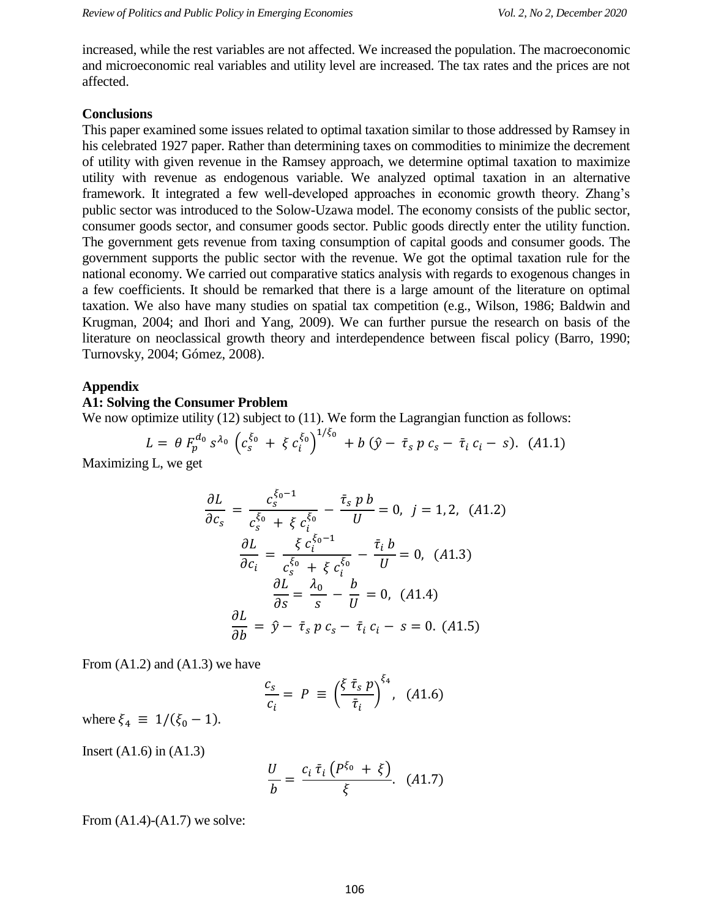increased, while the rest variables are not affected. We increased the population. The macroeconomic and microeconomic real variables and utility level are increased. The tax rates and the prices are not affected.

**Conclusions**

This paper examined some issues related to optimal taxation similar to those addressed by Ramsey in his celebrated 1927 paper. Rather than determining taxes on commodities to minimize the decrement of utility with given revenue in the Ramsey approach, we determine optimal taxation to maximize utility with revenue as endogenous variable. We analyzed optimal taxation in an alternative framework. It integrated a few well-developed approaches in economic growth theory. Zhang's public sector was introduced to the Solow-Uzawa model. The economy consists of the public sector, consumer goods sector, and consumer goods sector. Public goods directly enter the utility function. The government gets revenue from taxing consumption of capital goods and consumer goods. The government supports the public sector with the revenue. We got the optimal taxation rule for the national economy. We carried out comparative statics analysis with regards to exogenous changes in a few coefficients. It should be remarked that there is a large amount of the literature on optimal taxation. We also have many studies on spatial tax competition (e.g., Wilson, 1986; Baldwin and Krugman, 2004; and Ihori and Yang, 2009). We can further pursue the research on basis of the literature on neoclassical growth theory and interdependence between fiscal policy (Barro, 1990; Turnovsky, 2004; Gómez, 2008).

**Appendix**

**A1: Solving the Consumer Problem**

We now optimize utility (12) subject to (11). We form the Lagrangian function as follows:

$$L = \theta \, F_p^{d_0} \, s^{\lambda_0} \left( c_s^{\xi_0} + \xi \, c_i^{\xi_0} \right)^{1/\xi_0} + b \left( \hat{y} - \bar{\tau}_s \, p \, c_s - \bar{\tau}_i \, c_i - s \right). \quad (A1.1)$$

Maximizing L, we get

$$\frac{\partial L}{\partial c_s} = \frac{c_s^{\xi_0 - 1}}{c_s^{\xi_0} + \xi \, c_i^{\xi_0}} - \frac{\bar{\tau}_s \, p \, b}{U} = 0, \;\; j = 1, 2, \;\; (A1.2)$$

$$\frac{\partial L}{\partial c_i} = \frac{\xi \, c_i^{\xi_0 - 1}}{c_s^{\xi_0} + \xi \, c_i^{\xi_0}} - \frac{\bar{\tau}_i \, b}{U} = 0, \;\; (A1.3)$$

$$\frac{\partial L}{\partial s} = \frac{\lambda_0}{s} - \frac{b}{U} = 0, \;\; (A1.4)$$

$$\frac{\partial L}{\partial b} = \hat{y} - \bar{\tau}_s \, p \, c_s - \bar{\tau}_i \, c_i - s = 0. \;\; (A1.5)$$

From (A1.2) and (A1.3) we have

$$\frac{c_s}{c_i} = P \equiv \left( \frac{\xi \, \bar{\tau}_s \, p}{\bar{\tau}_i} \right)^{\xi_4}, \;\; (A1.6)$$

where $\xi_4 \equiv 1/(\xi_0 - 1)$.

Insert (A1.6) in (A1.3)

$$\frac{U}{b} = \frac{c_i \, \bar{\tau}_i \left( P^{\xi_0} + \xi \right)}{\xi}. \;\; (A1.7)$$

From (A1.4)-(A1.7) we solve: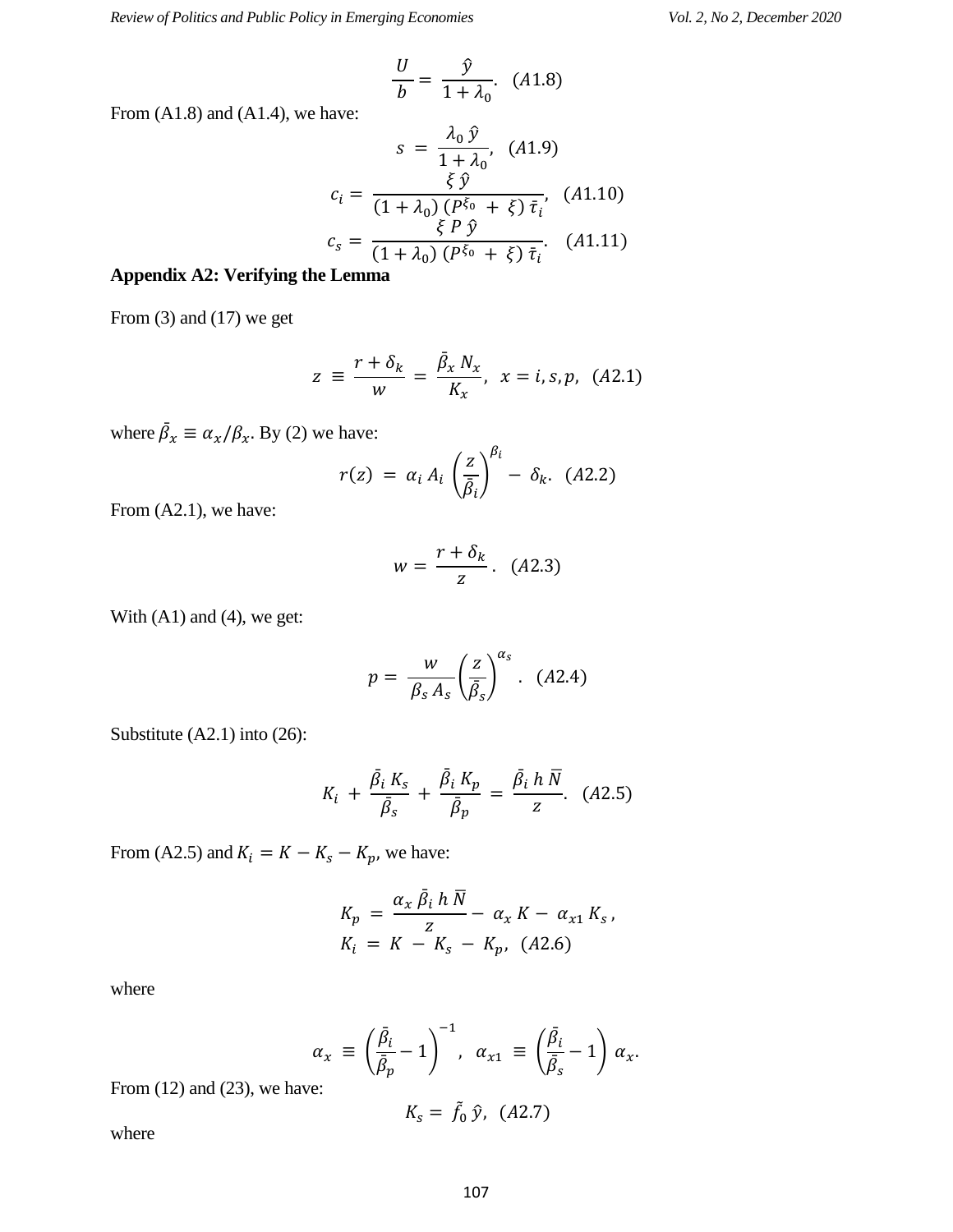$$\frac{U}{b} = \frac{\hat{y}}{1 + \lambda_0}. \quad (A1.8)$$

From (A1.8) and (A1.4), we have:

$$s = \frac{\lambda_0 \, \hat{y}}{1 + \lambda_0}, \quad (A1.9)$$

$$c_i = \frac{\xi \, \hat{y}}{(1 + \lambda_0) \, (P^{\xi_0} + \xi) \, \bar{\tau}_i}, \quad (A1.10)$$

$$c_s = \frac{\xi \, P \, \hat{y}}{(1 + \lambda_0) \, (P^{\xi_0} + \xi) \, \bar{\tau}_i}. \quad (A1.11)$$

## Appendix A2: Verifying the Lemma

From (3) and (17) we get

$$z \equiv \frac{r + \delta_k}{w} = \frac{\bar{\beta}_x \, N_x}{K_x}, \ \ x = i, s, p, \quad (A2.1)$$

where $\bar{\beta}_x \equiv \alpha_x / \beta_x$. By (2) we have:

$$r(z) = \alpha_i \, A_i \left( \frac{z}{\bar{\beta}_i} \right)^{\beta_i} - \delta_k. \quad (A2.2)$$

From (A2.1), we have:

$$w = \frac{r + \delta_k}{z}. \quad (A2.3)$$

With (A1) and (4), we get:

$$p = \frac{w}{\beta_s \, A_s} \left( \frac{z}{\bar{\beta}_s} \right)^{\alpha_s}. \quad (A2.4)$$

Substitute (A2.1) into (26):

$$K_i + \frac{\bar{\beta}_i \, K_s}{\bar{\beta}_s} + \frac{\bar{\beta}_i \, K_p}{\bar{\beta}_p} = \frac{\bar{\beta}_i \, h \, \bar{N}}{z}. \quad (A2.5)$$

From (A2.5) and $K_i = K - K_s - K_p$, we have:

$$K_p = \frac{\alpha_x \, \bar{\beta}_i \, h \, \bar{N}}{z} - \alpha_x \, K - \alpha_{x1} \, K_s,$$
$$K_i = K - K_s - K_p, \quad (A2.6)$$

where

$$\alpha_x \equiv \left( \frac{\bar{\beta}_i}{\bar{\beta}_p} - 1 \right)^{-1}, \ \ \alpha_{x1} \equiv \left( \frac{\bar{\beta}_i}{\bar{\beta}_s} - 1 \right) \alpha_x.$$

From (12) and (23), we have:

$$K_s = \tilde{f}_0 \, \hat{y}, \quad (A2.7)$$

where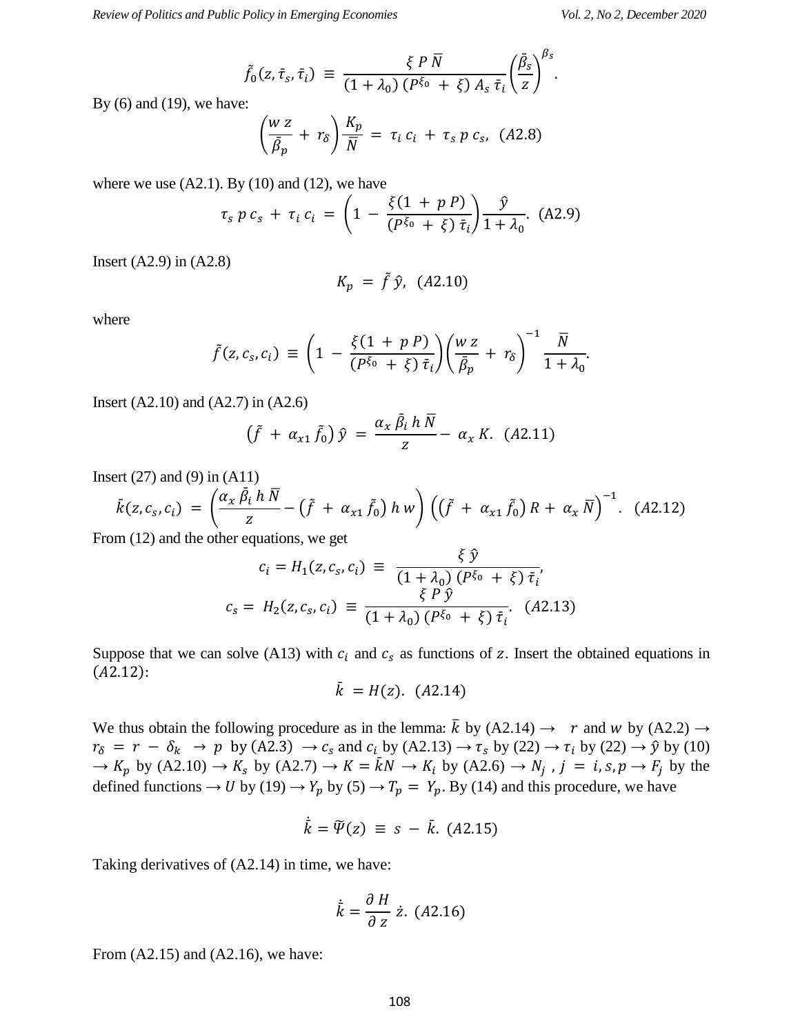$$\tilde{f}_0(z, \bar{\tau}_s, \bar{\tau}_i) \equiv \frac{\xi P \bar{N}}{(1+\lambda_0)(P^{\xi_0} + \xi) A_s \bar{\tau}_i} \left(\frac{\bar{\beta}_s}{z}\right)^{\beta_s}.$$

By (6) and (19), we have:

$$\left(\frac{w z}{\bar{\beta}_p} + r_\delta\right) \frac{K_p}{\bar{N}} = \tau_i c_i + \tau_s p c_s, \quad (A2.8)$$

where we use (A2.1). By (10) and (12), we have

$$\tau_s p c_s + \tau_i c_i = \left(1 - \frac{\xi(1 + p P)}{(P^{\xi_0} + \xi)\bar{\tau}_i}\right) \frac{\hat{y}}{1+\lambda_0}. \quad (A2.9)$$

Insert (A2.9) in (A2.8)

$$K_p = \tilde{f} \hat{y}, \quad (A2.10)$$

where

$$\tilde{f}(z, c_s, c_i) \equiv \left(1 - \frac{\xi(1 + p P)}{(P^{\xi_0} + \xi)\bar{\tau}_i}\right) \left(\frac{w z}{\bar{\beta}_p} + r_\delta\right)^{-1} \frac{\bar{N}}{1+\lambda_0}.$$

Insert (A2.10) and (A2.7) in (A2.6)

$$\left(\tilde{f} + \alpha_{x1} \tilde{f}_0\right) \hat{y} = \frac{\alpha_x \bar{\beta}_i h \bar{N}}{z} - \alpha_x K. \quad (A2.11)$$

Insert (27) and (9) in (A11)

$$\bar{k}(z, c_s, c_i) = \left(\frac{\alpha_x \bar{\beta}_i h \bar{N}}{z} - \left(\tilde{f} + \alpha_{x1} \tilde{f}_0\right) h w\right) \left(\left(\tilde{f} + \alpha_{x1} \tilde{f}_0\right) R + \alpha_x \bar{N}\right)^{-1}. \quad (A2.12)$$

From (12) and the other equations, we get

$$c_i = H_1(z, c_s, c_i) \equiv \frac{\xi \hat{y}}{(1+\lambda_0)(P^{\xi_0} + \xi)\bar{\tau}_i},$$

$$c_s = H_2(z, c_s, c_i) \equiv \frac{\xi P \hat{y}}{(1+\lambda_0)(P^{\xi_0} + \xi)\bar{\tau}_i}. \quad (A2.13)$$

Suppose that we can solve (A13) with $c_i$ and $c_s$ as functions of $z$. Insert the obtained equations in $(A2.12)$:

$$\bar{k} = H(z). \quad (A2.14)$$

We thus obtain the following procedure as in the lemma: $\bar{k}$ by (A2.14) → $r$ and $w$ by (A2.2) → $r_\delta = r - \delta_k$ → $p$ by (A2.3) → $c_s$ and $c_i$ by (A2.13) → $\tau_s$ by (22) → $\tau_i$ by (22) → $\hat{y}$ by (10) → $K_p$ by (A2.10) → $K_s$ by (A2.7) → $K = \bar{k}N$ → $K_i$ by (A2.6) → $N_j$ , $j = i, s, p$ → $F_j$ by the defined functions → $U$ by (19) → $Y_p$ by (5) → $T_p = Y_p$. By (14) and this procedure, we have

$$\dot{\bar{k}} = \tilde{\Psi}(z) \equiv s - \bar{k}. \quad (A2.15)$$

Taking derivatives of (A2.14) in time, we have:

$$\dot{\bar{k}} = \frac{\partial H}{\partial z} \dot{z}. \quad (A2.16)$$

From (A2.15) and (A2.16), we have: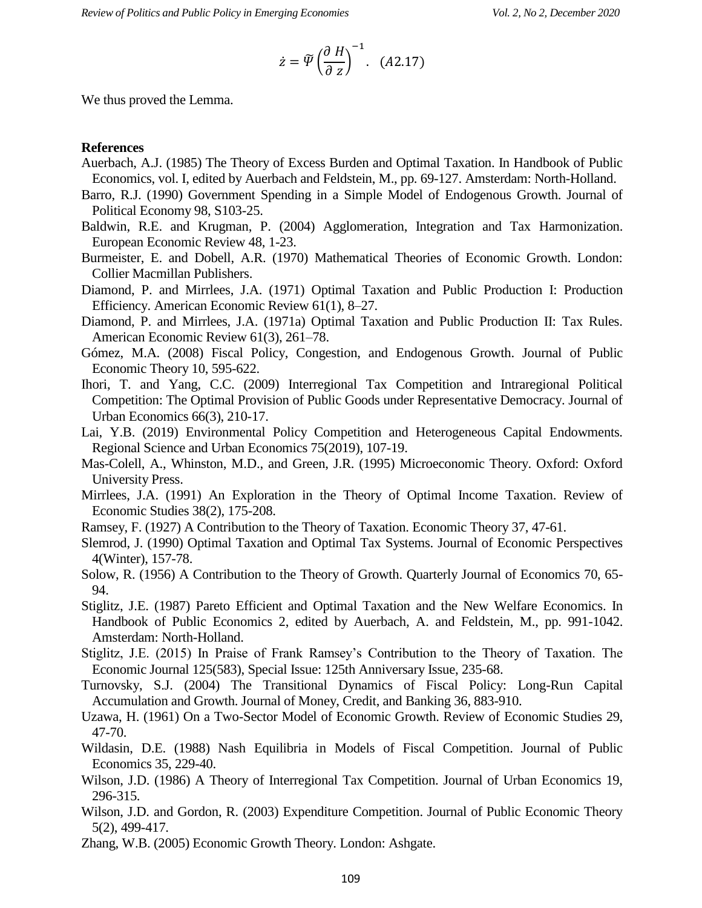$$\dot{z} = \widetilde{\Psi} \left( \frac{\partial H}{\partial z} \right)^{-1}. \quad (A2.17)$$

We thus proved the Lemma.

**References**

Auerbach, A.J. (1985) The Theory of Excess Burden and Optimal Taxation. In Handbook of Public Economics, vol. I, edited by Auerbach and Feldstein, M., pp. 69-127. Amsterdam: North-Holland.

Barro, R.J. (1990) Government Spending in a Simple Model of Endogenous Growth. Journal of Political Economy 98, S103-25.

Baldwin, R.E. and Krugman, P. (2004) Agglomeration, Integration and Tax Harmonization. European Economic Review 48, 1-23.

Burmeister, E. and Dobell, A.R. (1970) Mathematical Theories of Economic Growth. London: Collier Macmillan Publishers.

Diamond, P. and Mirrlees, J.A. (1971) Optimal Taxation and Public Production I: Production Efficiency. American Economic Review 61(1), 8–27.

Diamond, P. and Mirrlees, J.A. (1971a) Optimal Taxation and Public Production II: Tax Rules. American Economic Review 61(3), 261–78.

Gómez, M.A. (2008) Fiscal Policy, Congestion, and Endogenous Growth. Journal of Public Economic Theory 10, 595-622.

Ihori, T. and Yang, C.C. (2009) Interregional Tax Competition and Intraregional Political Competition: The Optimal Provision of Public Goods under Representative Democracy. Journal of Urban Economics 66(3), 210-17.

Lai, Y.B. (2019) Environmental Policy Competition and Heterogeneous Capital Endowments. Regional Science and Urban Economics 75(2019), 107-19.

Mas-Colell, A., Whinston, M.D., and Green, J.R. (1995) Microeconomic Theory. Oxford: Oxford University Press.

Mirrlees, J.A. (1991) An Exploration in the Theory of Optimal Income Taxation. Review of Economic Studies 38(2), 175-208.

Ramsey, F. (1927) A Contribution to the Theory of Taxation. Economic Theory 37, 47-61.

Slemrod, J. (1990) Optimal Taxation and Optimal Tax Systems. Journal of Economic Perspectives 4(Winter), 157-78.

Solow, R. (1956) A Contribution to the Theory of Growth. Quarterly Journal of Economics 70, 65-94.

Stiglitz, J.E. (1987) Pareto Efficient and Optimal Taxation and the New Welfare Economics. In Handbook of Public Economics 2, edited by Auerbach, A. and Feldstein, M., pp. 991-1042. Amsterdam: North-Holland.

Stiglitz, J.E. (2015) In Praise of Frank Ramsey's Contribution to the Theory of Taxation. The Economic Journal 125(583), Special Issue: 125th Anniversary Issue, 235-68.

Turnovsky, S.J. (2004) The Transitional Dynamics of Fiscal Policy: Long-Run Capital Accumulation and Growth. Journal of Money, Credit, and Banking 36, 883-910.

Uzawa, H. (1961) On a Two-Sector Model of Economic Growth. Review of Economic Studies 29, 47-70.

Wildasin, D.E. (1988) Nash Equilibria in Models of Fiscal Competition. Journal of Public Economics 35, 229-40.

Wilson, J.D. (1986) A Theory of Interregional Tax Competition. Journal of Urban Economics 19, 296-315.

Wilson, J.D. and Gordon, R. (2003) Expenditure Competition. Journal of Public Economic Theory 5(2), 499-417.

Zhang, W.B. (2005) Economic Growth Theory. London: Ashgate.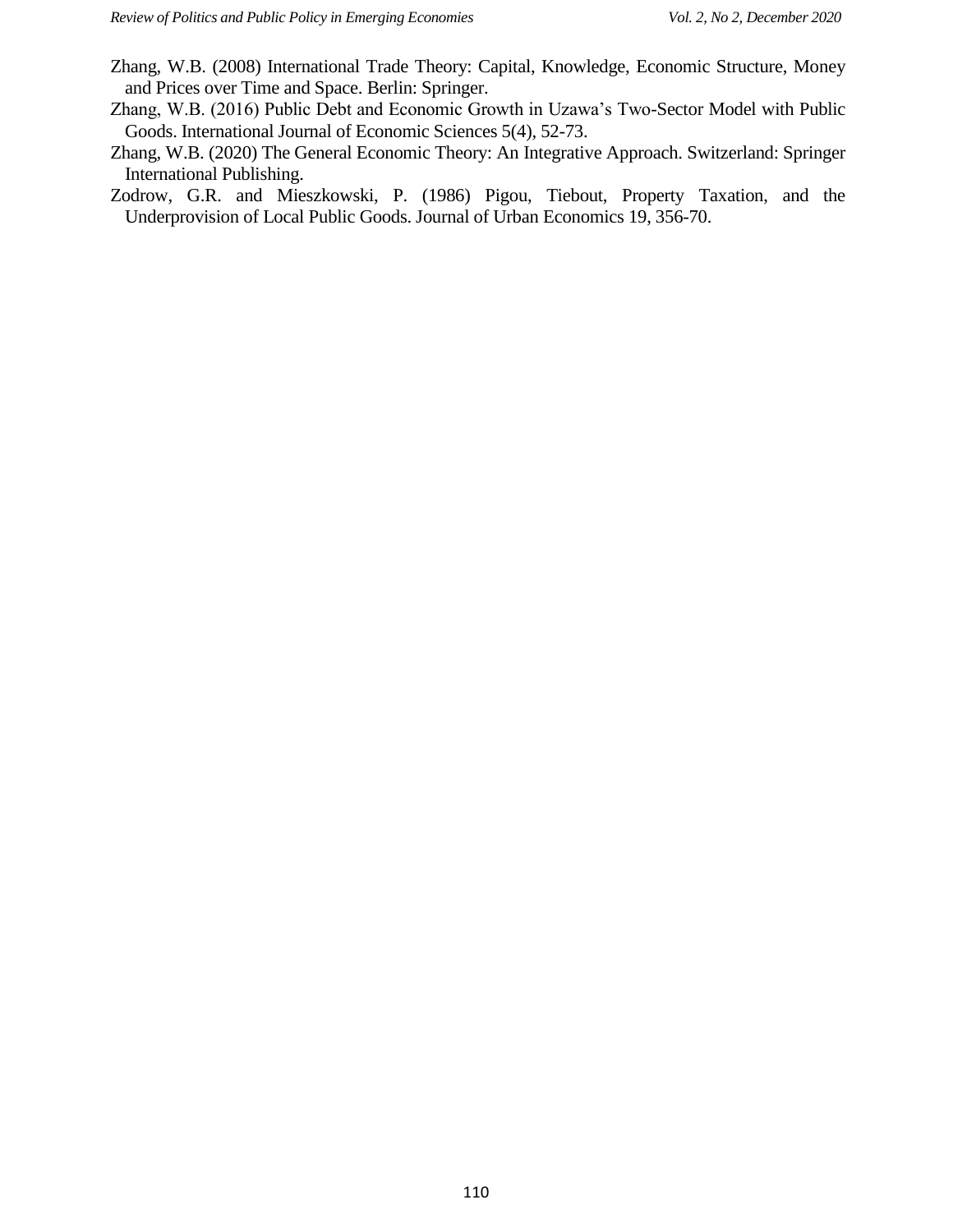Zhang, W.B. (2008) International Trade Theory: Capital, Knowledge, Economic Structure, Money and Prices over Time and Space. Berlin: Springer.

Zhang, W.B. (2016) Public Debt and Economic Growth in Uzawa's Two-Sector Model with Public Goods. International Journal of Economic Sciences 5(4), 52-73.

Zhang, W.B. (2020) The General Economic Theory: An Integrative Approach. Switzerland: Springer International Publishing.

Zodrow, G.R. and Mieszkowski, P. (1986) Pigou, Tiebout, Property Taxation, and the Underprovision of Local Public Goods. Journal of Urban Economics 19, 356-70.